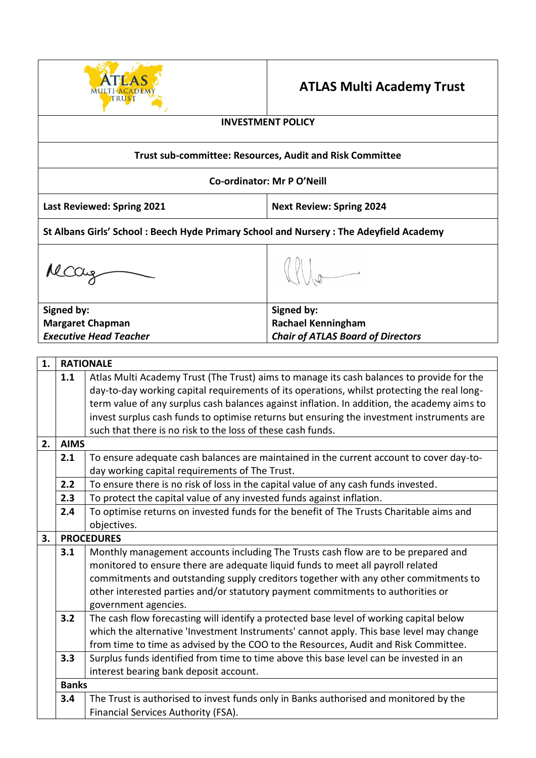# ATLAS Multi Academy Trust

## INVESTMENT POLICY

**Trust sub-committee: Resources, Audit and Risk Committee**

**Co-ordinator: Mr P O'Neill**

| **Last Reviewed: Spring 2021** | **Next Review: Spring 2024** |
|---|---|

**St Albans Girls' School : Beech Hyde Primary School and Nursery : The Adeyfield Academy**

| **Signed by:** | **Signed by:** |
|---|---|
| **Margaret Chapman** | **Rachael Kenningham** |
| ***Executive Head Teacher*** | ***Chair of ATLAS Board of Directors*** |

## 1. RATIONALE

**1.1** Atlas Multi Academy Trust (The Trust) aims to manage its cash balances to provide for the day-to-day working capital requirements of its operations, whilst protecting the real long-term value of any surplus cash balances against inflation. In addition, the academy aims to invest surplus cash funds to optimise returns but ensuring the investment instruments are such that there is no risk to the loss of these cash funds.

## 2. AIMS

**2.1** To ensure adequate cash balances are maintained in the current account to cover day-to-day working capital requirements of The Trust.

**2.2** To ensure there is no risk of loss in the capital value of any cash funds invested.

**2.3** To protect the capital value of any invested funds against inflation.

**2.4** To optimise returns on invested funds for the benefit of The Trusts Charitable aims and objectives.

## 3. PROCEDURES

**3.1** Monthly management accounts including The Trusts cash flow are to be prepared and monitored to ensure there are adequate liquid funds to meet all payroll related commitments and outstanding supply creditors together with any other commitments to other interested parties and/or statutory payment commitments to authorities or government agencies.

**3.2** The cash flow forecasting will identify a protected base level of working capital below which the alternative 'Investment Instruments' cannot apply. This base level may change from time to time as advised by the COO to the Resources, Audit and Risk Committee.

**3.3** Surplus funds identified from time to time above this base level can be invested in an interest bearing bank deposit account.

### Banks

**3.4** The Trust is authorised to invest funds only in Banks authorised and monitored by the Financial Services Authority (FSA).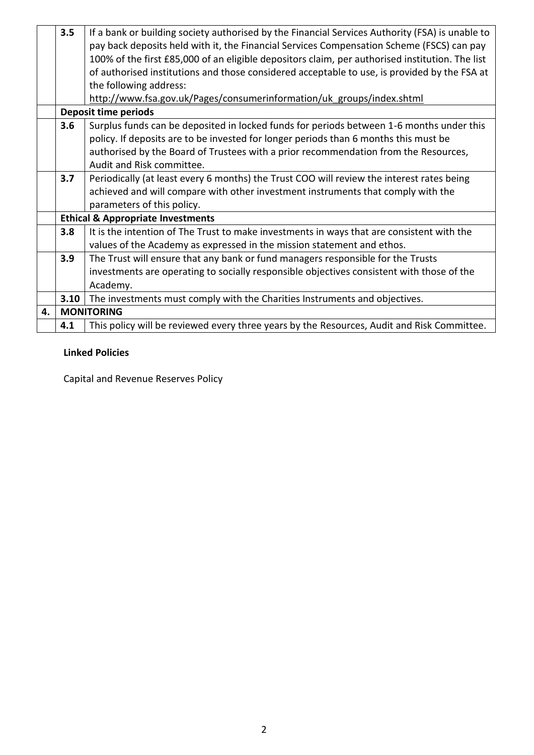| | | |
|---|---|---|
| | **3.5** | If a bank or building society authorised by the Financial Services Authority (FSA) is unable to pay back deposits held with it, the Financial Services Compensation Scheme (FSCS) can pay 100% of the first £85,000 of an eligible depositors claim, per authorised institution. The list of authorised institutions and those considered acceptable to use, is provided by the FSA at the following address: http://www.fsa.gov.uk/Pages/consumerinformation/uk_groups/index.shtml |
| | **Deposit time periods** | |
| | **3.6** | Surplus funds can be deposited in locked funds for periods between 1-6 months under this policy. If deposits are to be invested for longer periods than 6 months this must be authorised by the Board of Trustees with a prior recommendation from the Resources, Audit and Risk committee. |
| | **3.7** | Periodically (at least every 6 months) the Trust COO will review the interest rates being achieved and will compare with other investment instruments that comply with the parameters of this policy. |
| | **Ethical & Appropriate Investments** | |
| | **3.8** | It is the intention of The Trust to make investments in ways that are consistent with the values of the Academy as expressed in the mission statement and ethos. |
| | **3.9** | The Trust will ensure that any bank or fund managers responsible for the Trusts investments are operating to socially responsible objectives consistent with those of the Academy. |
| | **3.10** | The investments must comply with the Charities Instruments and objectives. |
| **4.** | **MONITORING** | |
| | **4.1** | This policy will be reviewed every three years by the Resources, Audit and Risk Committee. |

**Linked Policies**

Capital and Revenue Reserves Policy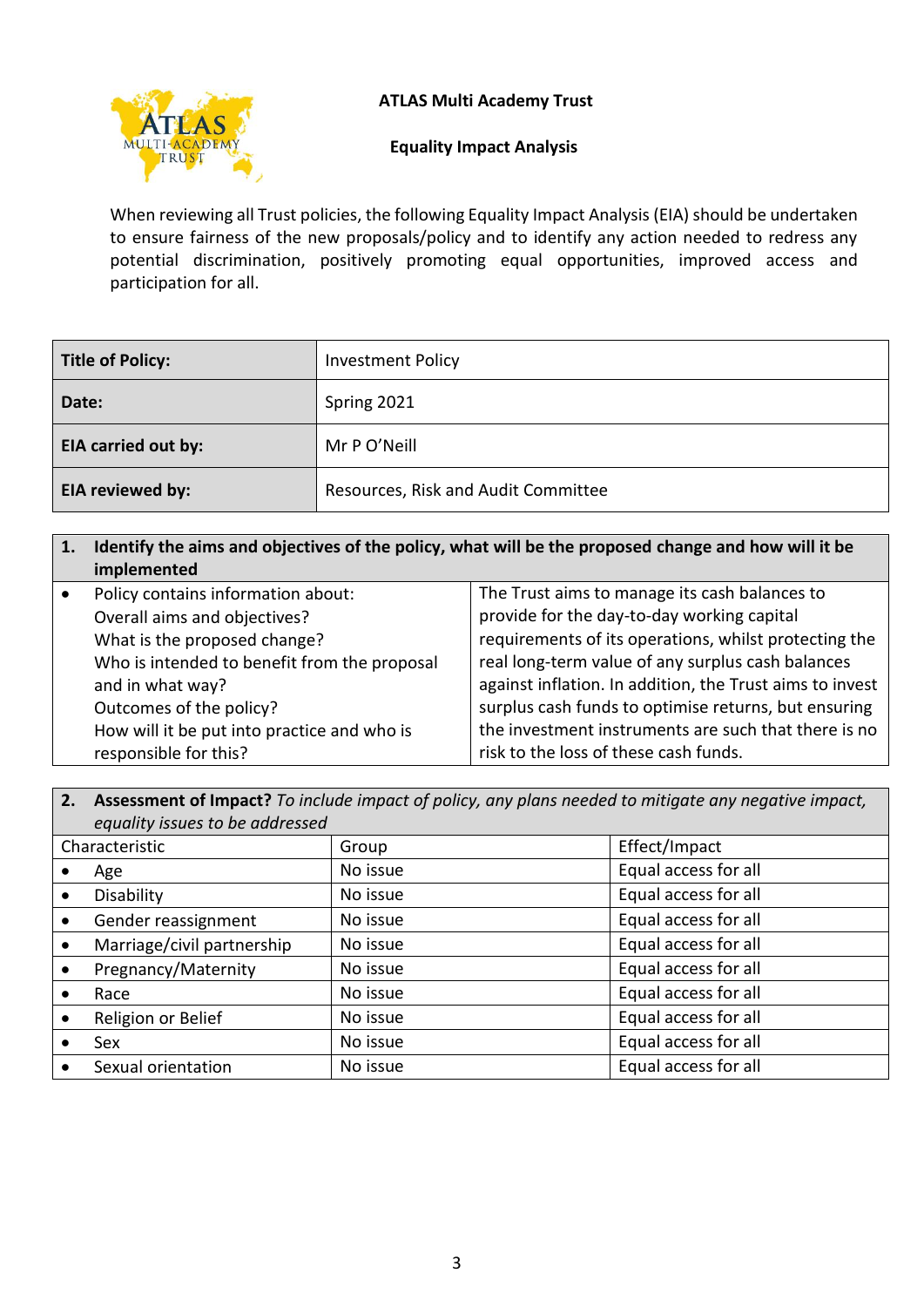**ATLAS Multi Academy Trust**

**Equality Impact Analysis**

When reviewing all Trust policies, the following Equality Impact Analysis (EIA) should be undertaken to ensure fairness of the new proposals/policy and to identify any action needed to redress any potential discrimination, positively promoting equal opportunities, improved access and participation for all.

| **Title of Policy:** | Investment Policy |
|---|---|
| **Date:** | Spring 2021 |
| **EIA carried out by:** | Mr P O'Neill |
| **EIA reviewed by:** | Resources, Risk and Audit Committee |

| **1. Identify the aims and objectives of the policy, what will be the proposed change and how will it be implemented** | |
|---|---|
| • Policy contains information about:<br>Overall aims and objectives?<br>What is the proposed change?<br>Who is intended to benefit from the proposal and in what way?<br>Outcomes of the policy?<br>How will it be put into practice and who is responsible for this? | The Trust aims to manage its cash balances to provide for the day-to-day working capital requirements of its operations, whilst protecting the real long-term value of any surplus cash balances against inflation. In addition, the Trust aims to invest surplus cash funds to optimise returns, but ensuring the investment instruments are such that there is no risk to the loss of these cash funds. |

| **2. Assessment of Impact?** *To include impact of policy, any plans needed to mitigate any negative impact, equality issues to be addressed* | | |
|---|---|---|
| Characteristic | Group | Effect/Impact |
| • Age | No issue | Equal access for all |
| • Disability | No issue | Equal access for all |
| • Gender reassignment | No issue | Equal access for all |
| • Marriage/civil partnership | No issue | Equal access for all |
| • Pregnancy/Maternity | No issue | Equal access for all |
| • Race | No issue | Equal access for all |
| • Religion or Belief | No issue | Equal access for all |
| • Sex | No issue | Equal access for all |
| • Sexual orientation | No issue | Equal access for all |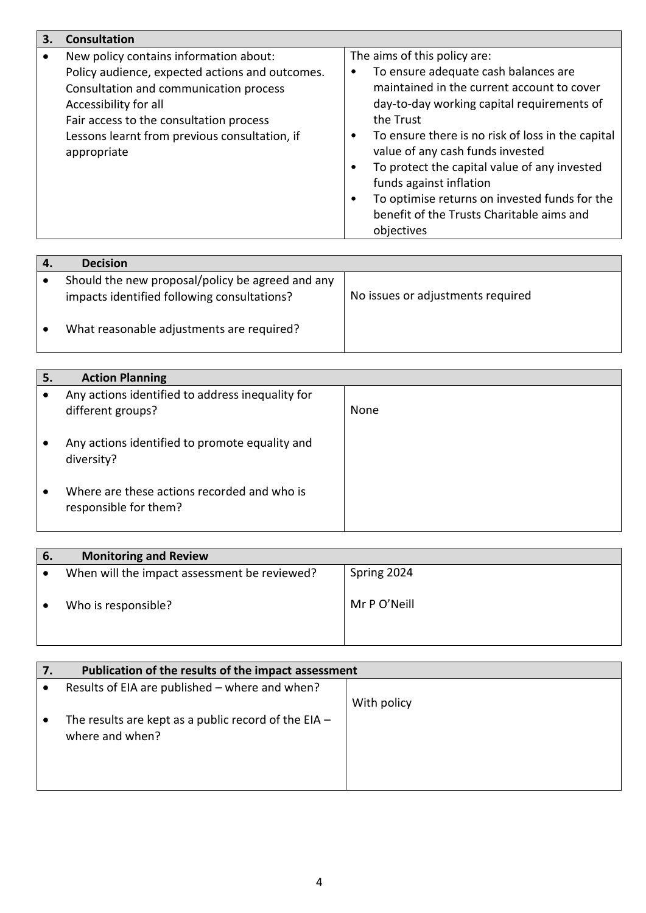| 3. | Consultation |
|---|---|
| • New policy contains information about:<br>Policy audience, expected actions and outcomes.<br>Consultation and communication process<br>Accessibility for all<br>Fair access to the consultation process<br>Lessons learnt from previous consultation, if appropriate | The aims of this policy are:<br>• To ensure adequate cash balances are maintained in the current account to cover day-to-day working capital requirements of the Trust<br>• To ensure there is no risk of loss in the capital value of any cash funds invested<br>• To protect the capital value of any invested funds against inflation<br>• To optimise returns on invested funds for the benefit of the Trusts Charitable aims and objectives |

| 4. | Decision |
|---|---|
| • Should the new proposal/policy be agreed and any impacts identified following consultations?<br>• What reasonable adjustments are required? | No issues or adjustments required |

| 5. | Action Planning |
|---|---|
| • Any actions identified to address inequality for different groups?<br>• Any actions identified to promote equality and diversity?<br>• Where are these actions recorded and who is responsible for them? | None |

| 6. | Monitoring and Review |
|---|---|
| • When will the impact assessment be reviewed?<br>• Who is responsible? | Spring 2024<br>Mr P O'Neill |

| 7. | Publication of the results of the impact assessment |
|---|---|
| • Results of EIA are published – where and when?<br>• The results are kept as a public record of the EIA – where and when? | With policy |